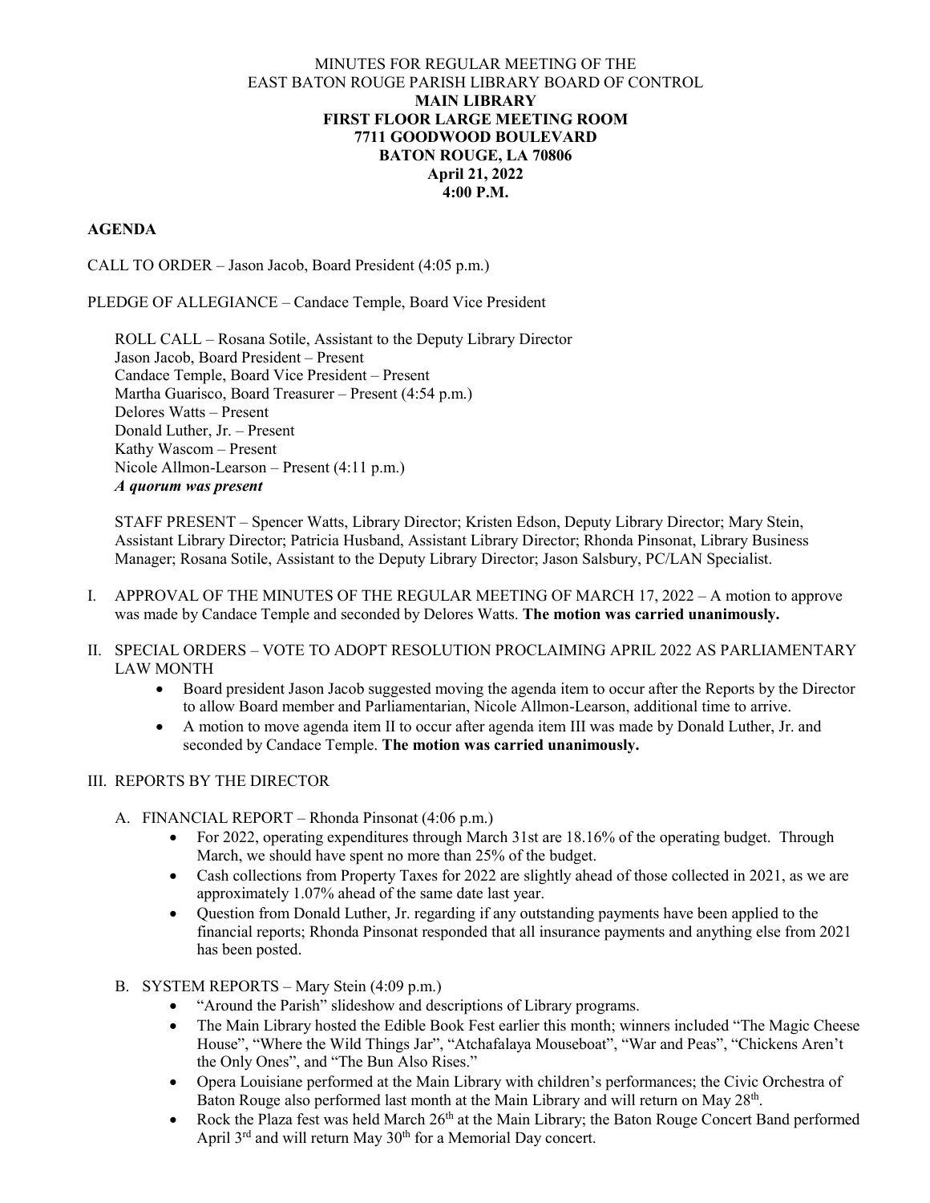# MINUTES FOR REGULAR MEETING OF THE EAST BATON ROUGE PARISH LIBRARY BOARD OF CONTROL

**MAIN LIBRARY**
**FIRST FLOOR LARGE MEETING ROOM**
**7711 GOODWOOD BOULEVARD**
**BATON ROUGE, LA 70806**
**April 21, 2022**
**4:00 P.M.**

**AGENDA**

CALL TO ORDER – Jason Jacob, Board President (4:05 p.m.)

PLEDGE OF ALLEGIANCE – Candace Temple, Board Vice President

ROLL CALL – Rosana Sotile, Assistant to the Deputy Library Director
Jason Jacob, Board President – Present
Candace Temple, Board Vice President – Present
Martha Guarisco, Board Treasurer – Present (4:54 p.m.)
Delores Watts – Present
Donald Luther, Jr. – Present
Kathy Wascom – Present
Nicole Allmon-Learson – Present (4:11 p.m.)
***A quorum was present***

STAFF PRESENT – Spencer Watts, Library Director; Kristen Edson, Deputy Library Director; Mary Stein, Assistant Library Director; Patricia Husband, Assistant Library Director; Rhonda Pinsonat, Library Business Manager; Rosana Sotile, Assistant to the Deputy Library Director; Jason Salsbury, PC/LAN Specialist.

I. APPROVAL OF THE MINUTES OF THE REGULAR MEETING OF MARCH 17, 2022 – A motion to approve was made by Candace Temple and seconded by Delores Watts. **The motion was carried unanimously.**

II. SPECIAL ORDERS – VOTE TO ADOPT RESOLUTION PROCLAIMING APRIL 2022 AS PARLIAMENTARY LAW MONTH
   - Board president Jason Jacob suggested moving the agenda item to occur after the Reports by the Director to allow Board member and Parliamentarian, Nicole Allmon-Learson, additional time to arrive.
   - A motion to move agenda item II to occur after agenda item III was made by Donald Luther, Jr. and seconded by Candace Temple. **The motion was carried unanimously.**

III. REPORTS BY THE DIRECTOR

   A. FINANCIAL REPORT – Rhonda Pinsonat (4:06 p.m.)
      - For 2022, operating expenditures through March 31st are 18.16% of the operating budget. Through March, we should have spent no more than 25% of the budget.
      - Cash collections from Property Taxes for 2022 are slightly ahead of those collected in 2021, as we are approximately 1.07% ahead of the same date last year.
      - Question from Donald Luther, Jr. regarding if any outstanding payments have been applied to the financial reports; Rhonda Pinsonat responded that all insurance payments and anything else from 2021 has been posted.

   B. SYSTEM REPORTS – Mary Stein (4:09 p.m.)
      - "Around the Parish" slideshow and descriptions of Library programs.
      - The Main Library hosted the Edible Book Fest earlier this month; winners included "The Magic Cheese House", "Where the Wild Things Jar", "Atchafalaya Mouseboat", "War and Peas", "Chickens Aren't the Only Ones", and "The Bun Also Rises."
      - Opera Louisiane performed at the Main Library with children's performances; the Civic Orchestra of Baton Rouge also performed last month at the Main Library and will return on May 28th.
      - Rock the Plaza fest was held March 26th at the Main Library; the Baton Rouge Concert Band performed April 3rd and will return May 30th for a Memorial Day concert.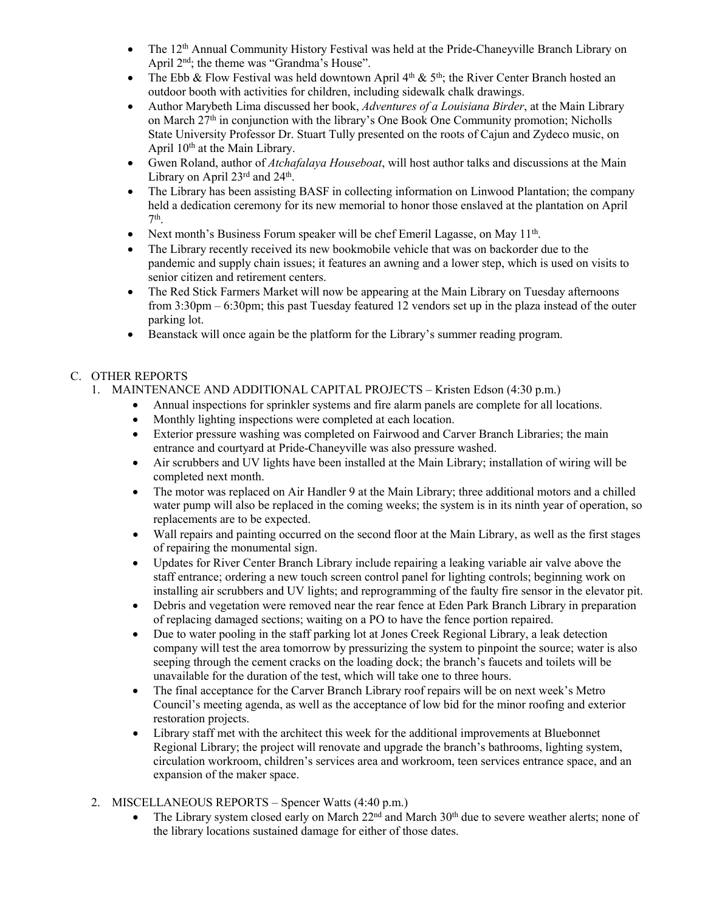- The 12th Annual Community History Festival was held at the Pride-Chaneyville Branch Library on April 2nd; the theme was "Grandma's House".
- The Ebb & Flow Festival was held downtown April 4th & 5th; the River Center Branch hosted an outdoor booth with activities for children, including sidewalk chalk drawings.
- Author Marybeth Lima discussed her book, *Adventures of a Louisiana Birder*, at the Main Library on March 27th in conjunction with the library's One Book One Community promotion; Nicholls State University Professor Dr. Stuart Tully presented on the roots of Cajun and Zydeco music, on April 10th at the Main Library.
- Gwen Roland, author of *Atchafalaya Houseboat*, will host author talks and discussions at the Main Library on April 23rd and 24th.
- The Library has been assisting BASF in collecting information on Linwood Plantation; the company held a dedication ceremony for its new memorial to honor those enslaved at the plantation on April 7th.
- Next month's Business Forum speaker will be chef Emeril Lagasse, on May 11th.
- The Library recently received its new bookmobile vehicle that was on backorder due to the pandemic and supply chain issues; it features an awning and a lower step, which is used on visits to senior citizen and retirement centers.
- The Red Stick Farmers Market will now be appearing at the Main Library on Tuesday afternoons from 3:30pm – 6:30pm; this past Tuesday featured 12 vendors set up in the plaza instead of the outer parking lot.
- Beanstack will once again be the platform for the Library's summer reading program.

C. OTHER REPORTS

1. MAINTENANCE AND ADDITIONAL CAPITAL PROJECTS – Kristen Edson (4:30 p.m.)
   - Annual inspections for sprinkler systems and fire alarm panels are complete for all locations.
   - Monthly lighting inspections were completed at each location.
   - Exterior pressure washing was completed on Fairwood and Carver Branch Libraries; the main entrance and courtyard at Pride-Chaneyville was also pressure washed.
   - Air scrubbers and UV lights have been installed at the Main Library; installation of wiring will be completed next month.
   - The motor was replaced on Air Handler 9 at the Main Library; three additional motors and a chilled water pump will also be replaced in the coming weeks; the system is in its ninth year of operation, so replacements are to be expected.
   - Wall repairs and painting occurred on the second floor at the Main Library, as well as the first stages of repairing the monumental sign.
   - Updates for River Center Branch Library include repairing a leaking variable air valve above the staff entrance; ordering a new touch screen control panel for lighting controls; beginning work on installing air scrubbers and UV lights; and reprogramming of the faulty fire sensor in the elevator pit.
   - Debris and vegetation were removed near the rear fence at Eden Park Branch Library in preparation of replacing damaged sections; waiting on a PO to have the fence portion repaired.
   - Due to water pooling in the staff parking lot at Jones Creek Regional Library, a leak detection company will test the area tomorrow by pressurizing the system to pinpoint the source; water is also seeping through the cement cracks on the loading dock; the branch's faucets and toilets will be unavailable for the duration of the test, which will take one to three hours.
   - The final acceptance for the Carver Branch Library roof repairs will be on next week's Metro Council's meeting agenda, as well as the acceptance of low bid for the minor roofing and exterior restoration projects.
   - Library staff met with the architect this week for the additional improvements at Bluebonnet Regional Library; the project will renovate and upgrade the branch's bathrooms, lighting system, circulation workroom, children's services area and workroom, teen services entrance space, and an expansion of the maker space.

2. MISCELLANEOUS REPORTS – Spencer Watts (4:40 p.m.)
   - The Library system closed early on March 22nd and March 30th due to severe weather alerts; none of the library locations sustained damage for either of those dates.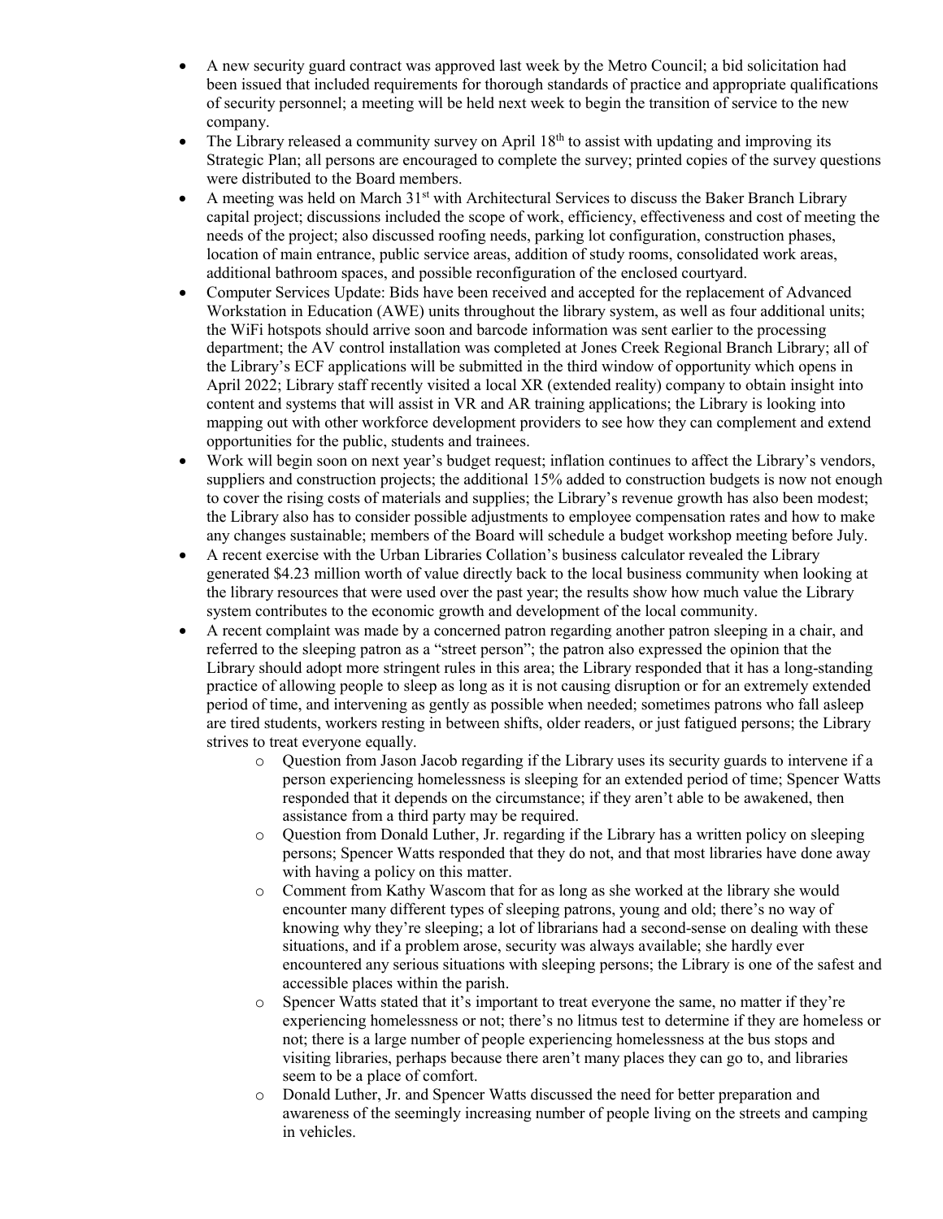- A new security guard contract was approved last week by the Metro Council; a bid solicitation had been issued that included requirements for thorough standards of practice and appropriate qualifications of security personnel; a meeting will be held next week to begin the transition of service to the new company.
- The Library released a community survey on April 18th to assist with updating and improving its Strategic Plan; all persons are encouraged to complete the survey; printed copies of the survey questions were distributed to the Board members.
- A meeting was held on March 31st with Architectural Services to discuss the Baker Branch Library capital project; discussions included the scope of work, efficiency, effectiveness and cost of meeting the needs of the project; also discussed roofing needs, parking lot configuration, construction phases, location of main entrance, public service areas, addition of study rooms, consolidated work areas, additional bathroom spaces, and possible reconfiguration of the enclosed courtyard.
- Computer Services Update: Bids have been received and accepted for the replacement of Advanced Workstation in Education (AWE) units throughout the library system, as well as four additional units; the WiFi hotspots should arrive soon and barcode information was sent earlier to the processing department; the AV control installation was completed at Jones Creek Regional Branch Library; all of the Library's ECF applications will be submitted in the third window of opportunity which opens in April 2022; Library staff recently visited a local XR (extended reality) company to obtain insight into content and systems that will assist in VR and AR training applications; the Library is looking into mapping out with other workforce development providers to see how they can complement and extend opportunities for the public, students and trainees.
- Work will begin soon on next year's budget request; inflation continues to affect the Library's vendors, suppliers and construction projects; the additional 15% added to construction budgets is now not enough to cover the rising costs of materials and supplies; the Library's revenue growth has also been modest; the Library also has to consider possible adjustments to employee compensation rates and how to make any changes sustainable; members of the Board will schedule a budget workshop meeting before July.
- A recent exercise with the Urban Libraries Collation's business calculator revealed the Library generated $4.23 million worth of value directly back to the local business community when looking at the library resources that were used over the past year; the results show how much value the Library system contributes to the economic growth and development of the local community.
- A recent complaint was made by a concerned patron regarding another patron sleeping in a chair, and referred to the sleeping patron as a "street person"; the patron also expressed the opinion that the Library should adopt more stringent rules in this area; the Library responded that it has a long-standing practice of allowing people to sleep as long as it is not causing disruption or for an extremely extended period of time, and intervening as gently as possible when needed; sometimes patrons who fall asleep are tired students, workers resting in between shifts, older readers, or just fatigued persons; the Library strives to treat everyone equally.
  - Question from Jason Jacob regarding if the Library uses its security guards to intervene if a person experiencing homelessness is sleeping for an extended period of time; Spencer Watts responded that it depends on the circumstance; if they aren't able to be awakened, then assistance from a third party may be required.
  - Question from Donald Luther, Jr. regarding if the Library has a written policy on sleeping persons; Spencer Watts responded that they do not, and that most libraries have done away with having a policy on this matter.
  - Comment from Kathy Wascom that for as long as she worked at the library she would encounter many different types of sleeping patrons, young and old; there's no way of knowing why they're sleeping; a lot of librarians had a second-sense on dealing with these situations, and if a problem arose, security was always available; she hardly ever encountered any serious situations with sleeping persons; the Library is one of the safest and accessible places within the parish.
  - Spencer Watts stated that it's important to treat everyone the same, no matter if they're experiencing homelessness or not; there's no litmus test to determine if they are homeless or not; there is a large number of people experiencing homelessness at the bus stops and visiting libraries, perhaps because there aren't many places they can go to, and libraries seem to be a place of comfort.
  - Donald Luther, Jr. and Spencer Watts discussed the need for better preparation and awareness of the seemingly increasing number of people living on the streets and camping in vehicles.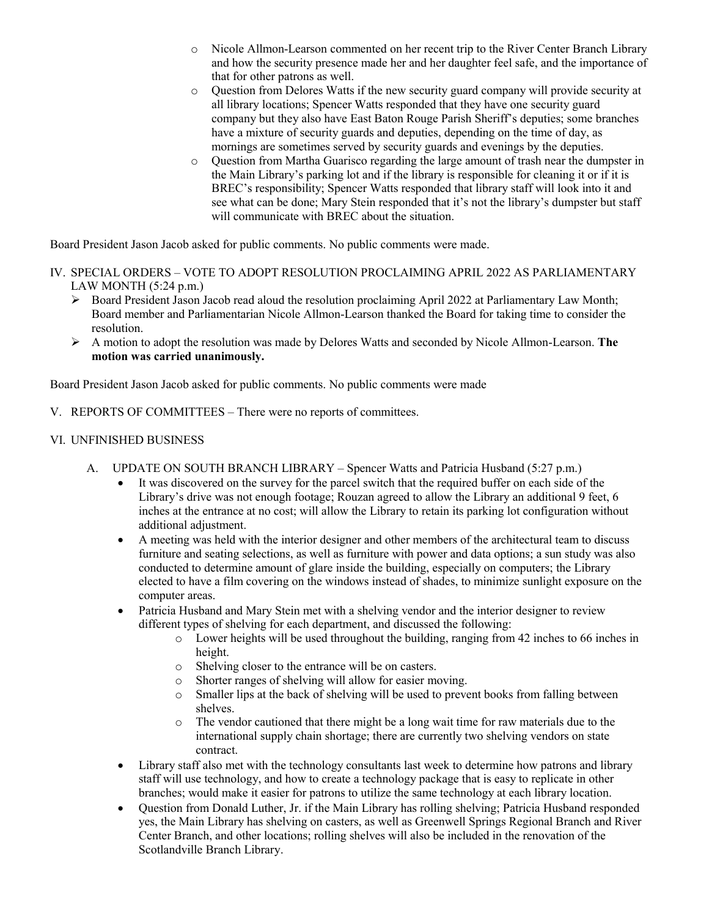- Nicole Allmon-Learson commented on her recent trip to the River Center Branch Library and how the security presence made her and her daughter feel safe, and the importance of that for other patrons as well.
- Question from Delores Watts if the new security guard company will provide security at all library locations; Spencer Watts responded that they have one security guard company but they also have East Baton Rouge Parish Sheriff's deputies; some branches have a mixture of security guards and deputies, depending on the time of day, as mornings are sometimes served by security guards and evenings by the deputies.
- Question from Martha Guarisco regarding the large amount of trash near the dumpster in the Main Library's parking lot and if the library is responsible for cleaning it or if it is BREC's responsibility; Spencer Watts responded that library staff will look into it and see what can be done; Mary Stein responded that it's not the library's dumpster but staff will communicate with BREC about the situation.

Board President Jason Jacob asked for public comments. No public comments were made.

IV. SPECIAL ORDERS – VOTE TO ADOPT RESOLUTION PROCLAIMING APRIL 2022 AS PARLIAMENTARY LAW MONTH (5:24 p.m.)

- Board President Jason Jacob read aloud the resolution proclaiming April 2022 at Parliamentary Law Month; Board member and Parliamentarian Nicole Allmon-Learson thanked the Board for taking time to consider the resolution.
- A motion to adopt the resolution was made by Delores Watts and seconded by Nicole Allmon-Learson. **The motion was carried unanimously.**

Board President Jason Jacob asked for public comments. No public comments were made

V. REPORTS OF COMMITTEES – There were no reports of committees.

VI. UNFINISHED BUSINESS

A. UPDATE ON SOUTH BRANCH LIBRARY – Spencer Watts and Patricia Husband (5:27 p.m.)

- It was discovered on the survey for the parcel switch that the required buffer on each side of the Library's drive was not enough footage; Rouzan agreed to allow the Library an additional 9 feet, 6 inches at the entrance at no cost; will allow the Library to retain its parking lot configuration without additional adjustment.
- A meeting was held with the interior designer and other members of the architectural team to discuss furniture and seating selections, as well as furniture with power and data options; a sun study was also conducted to determine amount of glare inside the building, especially on computers; the Library elected to have a film covering on the windows instead of shades, to minimize sunlight exposure on the computer areas.
- Patricia Husband and Mary Stein met with a shelving vendor and the interior designer to review different types of shelving for each department, and discussed the following:
  - Lower heights will be used throughout the building, ranging from 42 inches to 66 inches in height.
  - Shelving closer to the entrance will be on casters.
  - Shorter ranges of shelving will allow for easier moving.
  - Smaller lips at the back of shelving will be used to prevent books from falling between shelves.
  - The vendor cautioned that there might be a long wait time for raw materials due to the international supply chain shortage; there are currently two shelving vendors on state contract.
- Library staff also met with the technology consultants last week to determine how patrons and library staff will use technology, and how to create a technology package that is easy to replicate in other branches; would make it easier for patrons to utilize the same technology at each library location.
- Question from Donald Luther, Jr. if the Main Library has rolling shelving; Patricia Husband responded yes, the Main Library has shelving on casters, as well as Greenwell Springs Regional Branch and River Center Branch, and other locations; rolling shelves will also be included in the renovation of the Scotlandville Branch Library.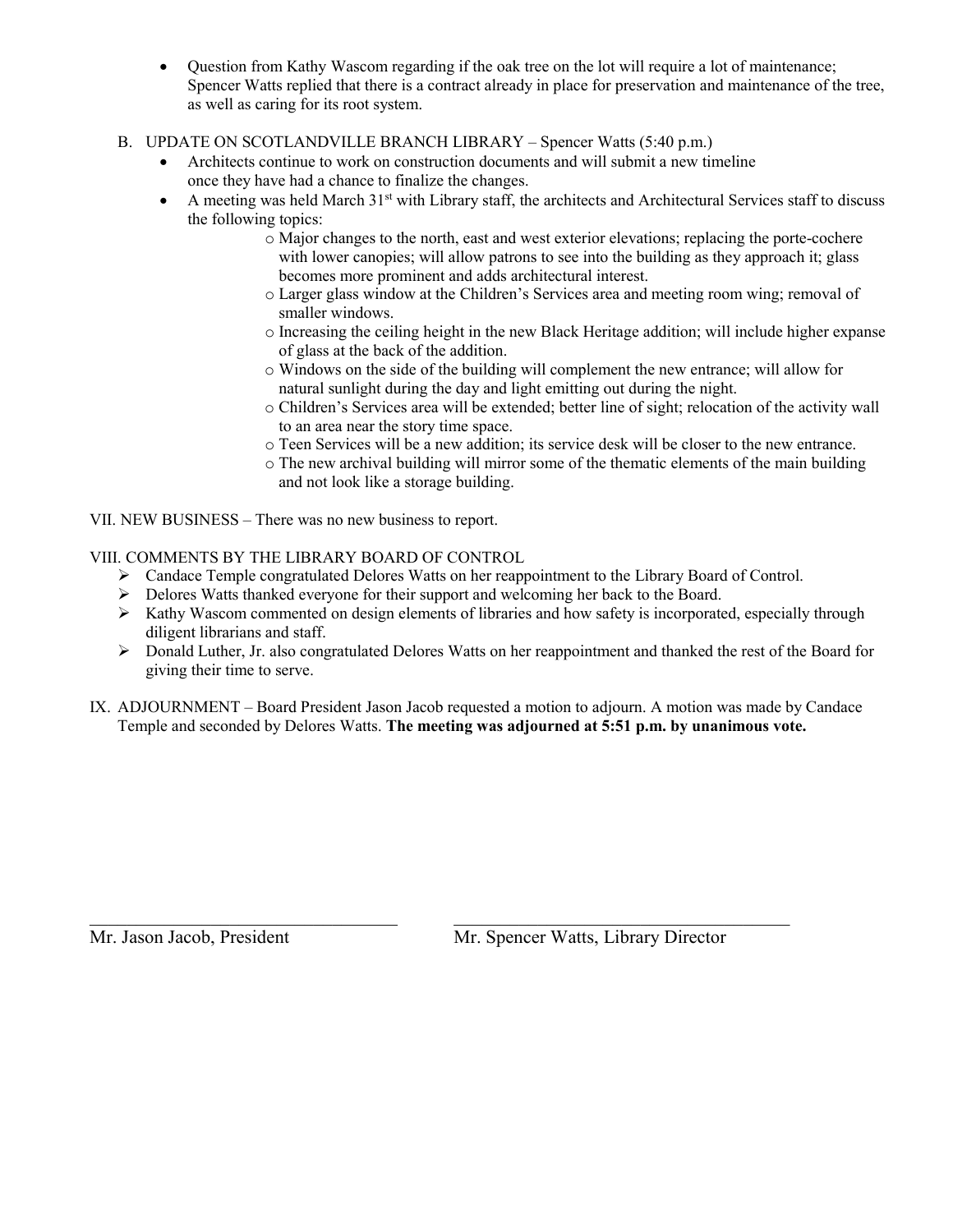- Question from Kathy Wascom regarding if the oak tree on the lot will require a lot of maintenance; Spencer Watts replied that there is a contract already in place for preservation and maintenance of the tree, as well as caring for its root system.

B. UPDATE ON SCOTLANDVILLE BRANCH LIBRARY – Spencer Watts (5:40 p.m.)

- Architects continue to work on construction documents and will submit a new timeline once they have had a chance to finalize the changes.
- A meeting was held March 31st with Library staff, the architects and Architectural Services staff to discuss the following topics:
    - Major changes to the north, east and west exterior elevations; replacing the porte-cochere with lower canopies; will allow patrons to see into the building as they approach it; glass becomes more prominent and adds architectural interest.
    - Larger glass window at the Children's Services area and meeting room wing; removal of smaller windows.
    - Increasing the ceiling height in the new Black Heritage addition; will include higher expanse of glass at the back of the addition.
    - Windows on the side of the building will complement the new entrance; will allow for natural sunlight during the day and light emitting out during the night.
    - Children's Services area will be extended; better line of sight; relocation of the activity wall to an area near the story time space.
    - Teen Services will be a new addition; its service desk will be closer to the new entrance.
    - The new archival building will mirror some of the thematic elements of the main building and not look like a storage building.

VII. NEW BUSINESS – There was no new business to report.

VIII. COMMENTS BY THE LIBRARY BOARD OF CONTROL

- Candace Temple congratulated Delores Watts on her reappointment to the Library Board of Control.
- Delores Watts thanked everyone for their support and welcoming her back to the Board.
- Kathy Wascom commented on design elements of libraries and how safety is incorporated, especially through diligent librarians and staff.
- Donald Luther, Jr. also congratulated Delores Watts on her reappointment and thanked the rest of the Board for giving their time to serve.

IX. ADJOURNMENT – Board President Jason Jacob requested a motion to adjourn. A motion was made by Candace Temple and seconded by Delores Watts. **The meeting was adjourned at 5:51 p.m. by unanimous vote.**

\_\_\_\_\_\_\_\_\_\_\_\_\_\_\_\_\_\_\_\_\_\_\_\_\_\_\_\_\_\_\_\_
Mr. Jason Jacob, President

\_\_\_\_\_\_\_\_\_\_\_\_\_\_\_\_\_\_\_\_\_\_\_\_\_\_\_\_\_\_\_\_
Mr. Spencer Watts, Library Director